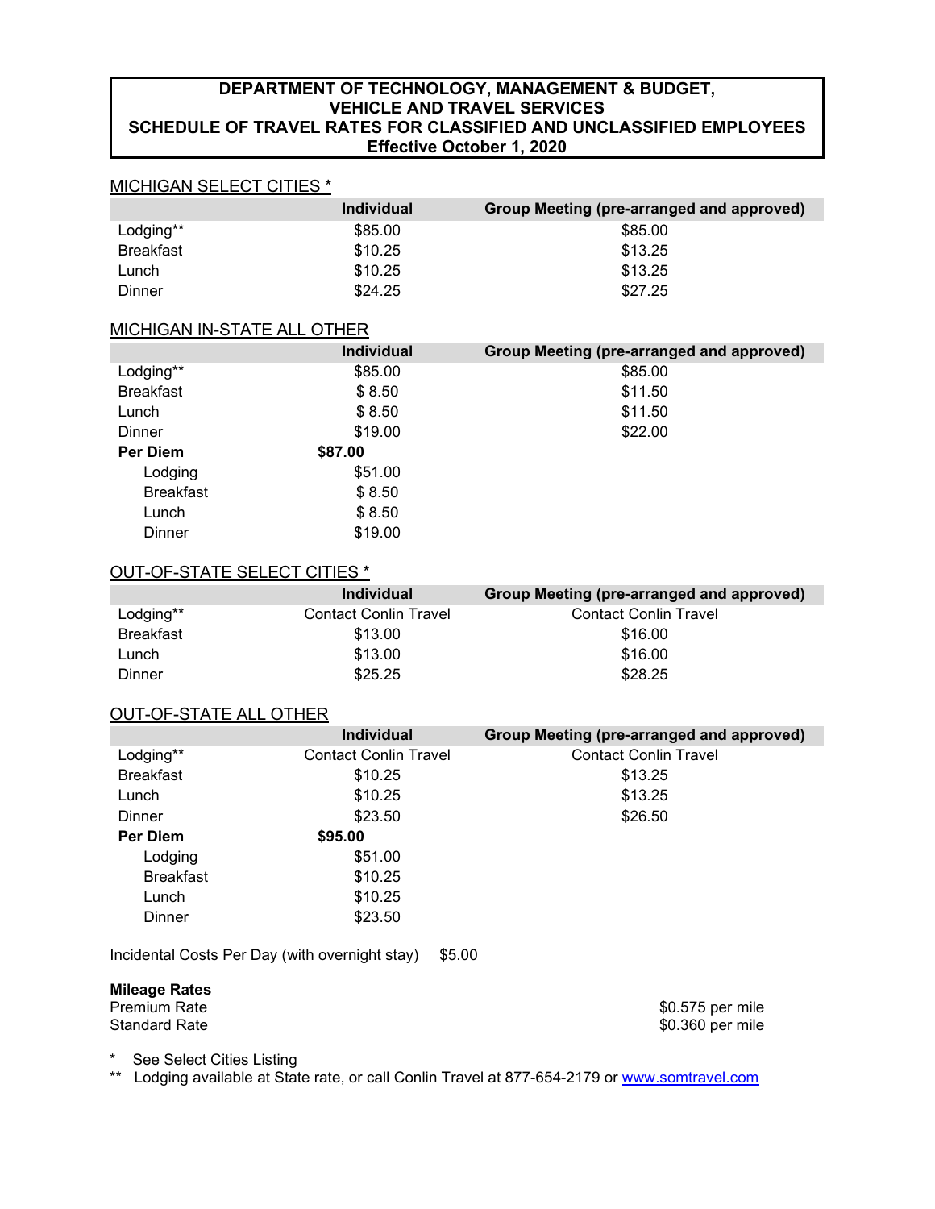# DEPARTMENT OF TECHNOLOGY, MANAGEMENT & BUDGET, VEHICLE AND TRAVEL SERVICES SCHEDULE OF TRAVEL RATES FOR CLASSIFIED AND UNCLASSIFIED EMPLOYEES Effective October 1, 2020

## MICHIGAN SELECT CITIES *

| | Individual | Group Meeting (pre-arranged and approved) |
|---|---|---|
| Lodging** | $85.00 | $85.00 |
| Breakfast | $10.25 | $13.25 |
| Lunch | $10.25 | $13.25 |
| Dinner | $24.25 | $27.25 |

## MICHIGAN IN-STATE ALL OTHER

| | Individual | Group Meeting (pre-arranged and approved) |
|---|---|---|
| Lodging** | $85.00 | $85.00 |
| Breakfast | $ 8.50 | $11.50 |
| Lunch | $ 8.50 | $11.50 |
| Dinner | $19.00 | $22.00 |
| **Per Diem** | **$87.00** | |
| Lodging | $51.00 | |
| Breakfast | $ 8.50 | |
| Lunch | $ 8.50 | |
| Dinner | $19.00 | |

## OUT-OF-STATE SELECT CITIES *

| | Individual | Group Meeting (pre-arranged and approved) |
|---|---|---|
| Lodging** | Contact Conlin Travel | Contact Conlin Travel |
| Breakfast | $13.00 | $16.00 |
| Lunch | $13.00 | $16.00 |
| Dinner | $25.25 | $28.25 |

## OUT-OF-STATE ALL OTHER

| | Individual | Group Meeting (pre-arranged and approved) |
|---|---|---|
| Lodging** | Contact Conlin Travel | Contact Conlin Travel |
| Breakfast | $10.25 | $13.25 |
| Lunch | $10.25 | $13.25 |
| Dinner | $23.50 | $26.50 |
| **Per Diem** | **$95.00** | |
| Lodging | $51.00 | |
| Breakfast | $10.25 | |
| Lunch | $10.25 | |
| Dinner | $23.50 | |

Incidental Costs Per Day (with overnight stay) $5.00

**Mileage Rates**

| | |
|---|---|
| Premium Rate | $0.575 per mile |
| Standard Rate | $0.360 per mile |

\* See Select Cities Listing

** Lodging available at State rate, or call Conlin Travel at 877-654-2179 or www.somtravel.com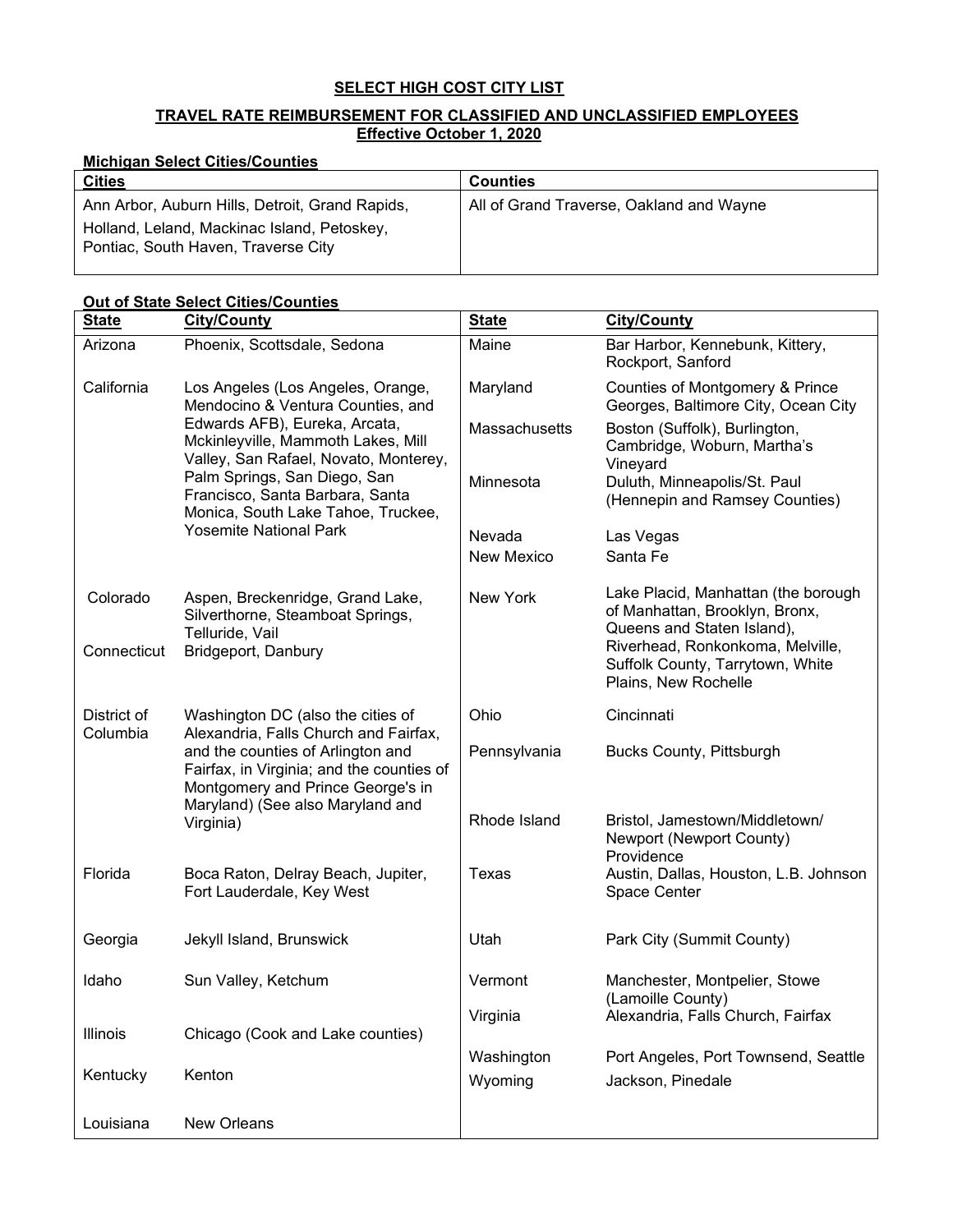**SELECT HIGH COST CITY LIST**

**TRAVEL RATE REIMBURSEMENT FOR CLASSIFIED AND UNCLASSIFIED EMPLOYEES**
**Effective October 1, 2020**

**Michigan Select Cities/Counties**

| Cities | Counties |
|---|---|
| Ann Arbor, Auburn Hills, Detroit, Grand Rapids, Holland, Leland, Mackinac Island, Petoskey, Pontiac, South Haven, Traverse City | All of Grand Traverse, Oakland and Wayne |

**Out of State Select Cities/Counties**

| State | City/County | State | City/County |
|---|---|---|---|
| Arizona | Phoenix, Scottsdale, Sedona | Maine | Bar Harbor, Kennebunk, Kittery, Rockport, Sanford |
| California | Los Angeles (Los Angeles, Orange, Mendocino & Ventura Counties, and Edwards AFB), Eureka, Arcata, Mckinleyville, Mammoth Lakes, Mill Valley, San Rafael, Novato, Monterey, Palm Springs, San Diego, San Francisco, Santa Barbara, Santa Monica, South Lake Tahoe, Truckee, Yosemite National Park | Maryland | Counties of Montgomery & Prince Georges, Baltimore City, Ocean City |
| | | Massachusetts | Boston (Suffolk), Burlington, Cambridge, Woburn, Martha's Vineyard |
| | | Minnesota | Duluth, Minneapolis/St. Paul (Hennepin and Ramsey Counties) |
| | | Nevada | Las Vegas |
| | | New Mexico | Santa Fe |
| Colorado | Aspen, Breckenridge, Grand Lake, Silverthorne, Steamboat Springs, Telluride, Vail | New York | Lake Placid, Manhattan (the borough of Manhattan, Brooklyn, Bronx, Queens and Staten Island), Riverhead, Ronkonkoma, Melville, Suffolk County, Tarrytown, White Plains, New Rochelle |
| Connecticut | Bridgeport, Danbury | | |
| District of Columbia | Washington DC (also the cities of Alexandria, Falls Church and Fairfax, and the counties of Arlington and Fairfax, in Virginia; and the counties of Montgomery and Prince George's in Maryland) (See also Maryland and Virginia) | Ohio | Cincinnati |
| | | Pennsylvania | Bucks County, Pittsburgh |
| | | Rhode Island | Bristol, Jamestown/Middletown/ Newport (Newport County) Providence |
| Florida | Boca Raton, Delray Beach, Jupiter, Fort Lauderdale, Key West | Texas | Austin, Dallas, Houston, L.B. Johnson Space Center |
| Georgia | Jekyll Island, Brunswick | Utah | Park City (Summit County) |
| Idaho | Sun Valley, Ketchum | Vermont | Manchester, Montpelier, Stowe (Lamoille County) |
| | | Virginia | Alexandria, Falls Church, Fairfax |
| Illinois | Chicago (Cook and Lake counties) | Washington | Port Angeles, Port Townsend, Seattle |
| Kentucky | Kenton | Wyoming | Jackson, Pinedale |
| Louisiana | New Orleans | | |